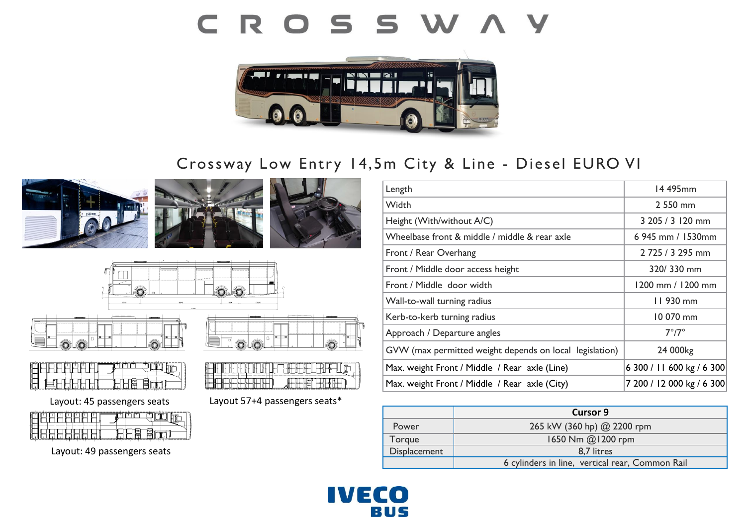# CROSSWAY

## Crossway Low Entry 14,5m City & Line - Diesel EURO VI

| | |
|---|---|
| Length | 14 495mm |
| Width | 2 550 mm |
| Height (With/without A/C) | 3 205 / 3 120 mm |
| Wheelbase front & middle / middle & rear axle | 6 945 mm / 1530mm |
| Front / Rear Overhang | 2 725 / 3 295 mm |
| Front / Middle door access height | 320/ 330 mm |
| Front / Middle door width | 1200 mm / 1200 mm |
| Wall-to-wall turning radius | 11 930 mm |
| Kerb-to-kerb turning radius | 10 070 mm |
| Approach / Departure angles | 7°/7° |
| GVW (max permitted weight depends on local legislation) | 24 000kg |
| Max. weight Front / Middle / Rear axle (Line) | 6 300 / 11 600 kg / 6 300 |
| Max. weight Front / Middle / Rear axle (City) | 7 200 / 12 000 kg / 6 300 |

Layout: 45 passengers seats

Layout 57+4 passengers seats*

Layout: 49 passengers seats

| | Cursor 9 |
|---|---|
| Power | 265 kW (360 hp) @ 2200 rpm |
| Torque | 1650 Nm @1200 rpm |
| Displacement | 8,7 litres |
| | 6 cylinders in line, vertical rear, Common Rail |

IVECO BUS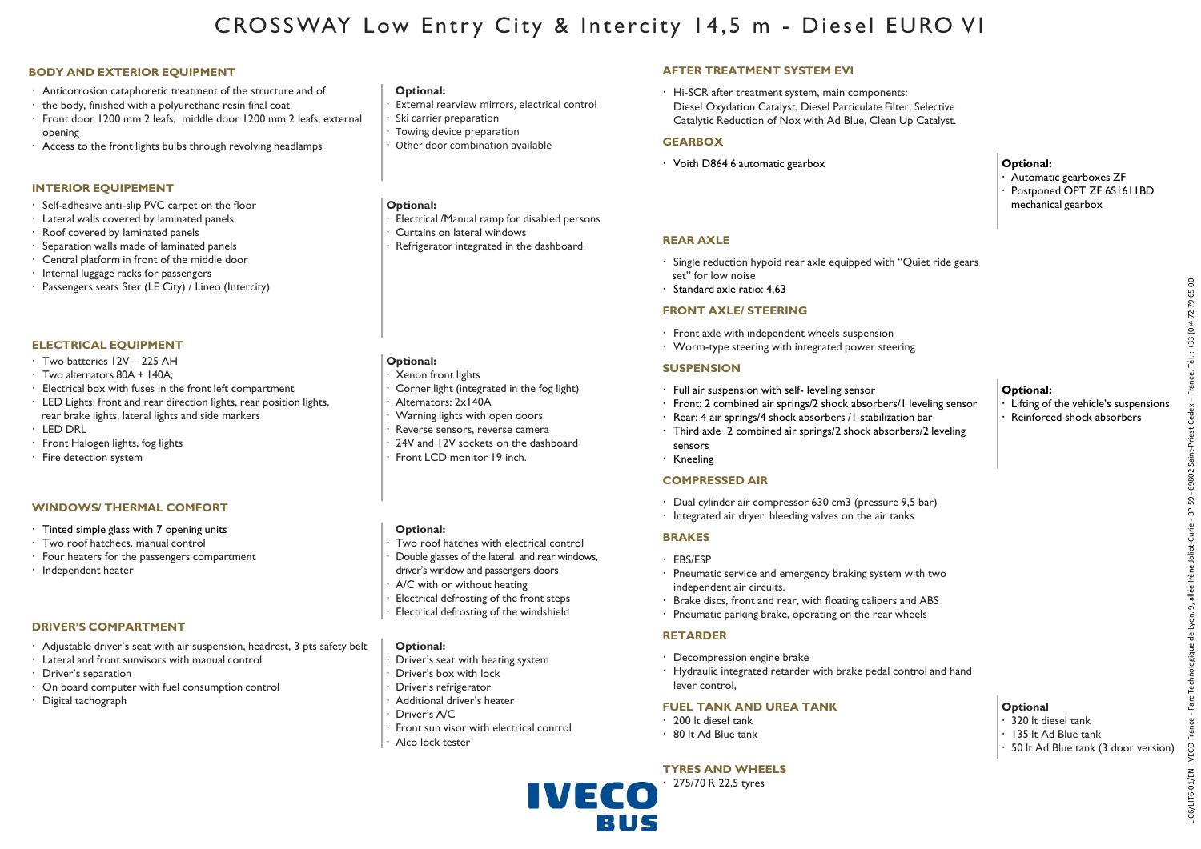# CROSSWAY Low Entry City & Intercity 14,5 m - Diesel EURO VI

## BODY AND EXTERIOR EQUIPMENT

- Anticorrosion cataphoretic treatment of the structure and of
- the body, finished with a polyurethane resin final coat.
- Front door 1200 mm 2 leafs, middle door 1200 mm 2 leafs, external opening
- Access to the front lights bulbs through revolving headlamps

**Optional:**

- External rearview mirrors, electrical control
- Ski carrier preparation
- Towing device preparation
- Other door combination available

## INTERIOR EQUIPEMENT

- Self-adhesive anti-slip PVC carpet on the floor
- Lateral walls covered by laminated panels
- Roof covered by laminated panels
- Separation walls made of laminated panels
- Central platform in front of the middle door
- Internal luggage racks for passengers
- Passengers seats Ster (LE City) / Lineo (Intercity)

**Optional:**

- Electrical /Manual ramp for disabled persons
- Curtains on lateral windows
- Refrigerator integrated in the dashboard.

## ELECTRICAL EQUIPMENT

- Two batteries 12V – 225 AH
- Two alternators 80A + 140A;
- Electrical box with fuses in the front left compartment
- LED Lights: front and rear direction lights, rear position lights, rear brake lights, lateral lights and side markers
- LED DRL
- Front Halogen lights, fog lights
- Fire detection system

**Optional:**

- Xenon front lights
- Corner light (integrated in the fog light)
- Alternators: 2x140A
- Warning lights with open doors
- Reverse sensors, reverse camera
- 24V and 12V sockets on the dashboard
- Front LCD monitor 19 inch.

## WINDOWS/ THERMAL COMFORT

- Tinted simple glass with 7 opening units
- Two roof hatchecs, manual control
- Four heaters for the passengers compartment
- Independent heater

**Optional:**

- Two roof hatches with electrical control
- Double glasses of the lateral and rear windows, driver's window and passengers doors
- A/C with or without heating
- Electrical defrosting of the front steps
- Electrical defrosting of the windshield

## DRIVER'S COMPARTMENT

- Adjustable driver's seat with air suspension, headrest, 3 pts safety belt
- Lateral and front sunvisors with manual control
- Driver's separation
- On board computer with fuel consumption control
- Digital tachograph

**Optional:**

- Driver's seat with heating system
- Driver's box with lock
- Driver's refrigerator
- Additional driver's heater
- Driver's A/C
- Front sun visor with electrical control
- Alco lock tester

## AFTER TREATMENT SYSTEM EVI

- Hi-SCR after treatment system, main components: Diesel Oxydation Catalyst, Diesel Particulate Filter, Selective Catalytic Reduction of Nox with Ad Blue, Clean Up Catalyst.

## GEARBOX

- Voith D864.6 automatic gearbox

**Optional:**

- Automatic gearboxes ZF
- Postponed OPT ZF 6S1611BD mechanical gearbox

## REAR AXLE

- Single reduction hypoid rear axle equipped with "Quiet ride gears set" for low noise
- Standard axle ratio: 4,63

## FRONT AXLE/ STEERING

- Front axle with independent wheels suspension
- Worm-type steering with integrated power steering

## SUSPENSION

- Full air suspension with self- leveling sensor
- Front: 2 combined air springs/2 shock absorbers/1 leveling sensor
- Rear: 4 air springs/4 shock absorbers /1 stabilization bar
- Third axle 2 combined air springs/2 shock absorbers/2 leveling sensors
- Kneeling

**Optional:**

- Lifting of the vehicle's suspensions
- Reinforced shock absorbers

## COMPRESSED AIR

- Dual cylinder air compressor 630 cm3 (pressure 9,5 bar)
- Integrated air dryer: bleeding valves on the air tanks

## BRAKES

- EBS/ESP
- Pneumatic service and emergency braking system with two independent air circuits.
- Brake discs, front and rear, with floating calipers and ABS
- Pneumatic parking brake, operating on the rear wheels

## RETARDER

- Decompression engine brake
- Hydraulic integrated retarder with brake pedal control and hand lever control,

## FUEL TANK AND UREA TANK

- 200 lt diesel tank
- 80 lt Ad Blue tank

**Optional**

- 320 lt diesel tank
- 135 lt Ad Blue tank
- 50 lt Ad Blue tank (3 door version)

## TYRES AND WHEELS

- 275/70 R 22,5 tyres

IVECO BUS

LIC6/LIT6-01/EN IVECO France - Parc Technologique de Lyon 9, allée Irène Joliot-Curie - BP 59 - 69802 Saint-Priest Cedex – France. Tél. : +33 (0)4 72 79 65 00